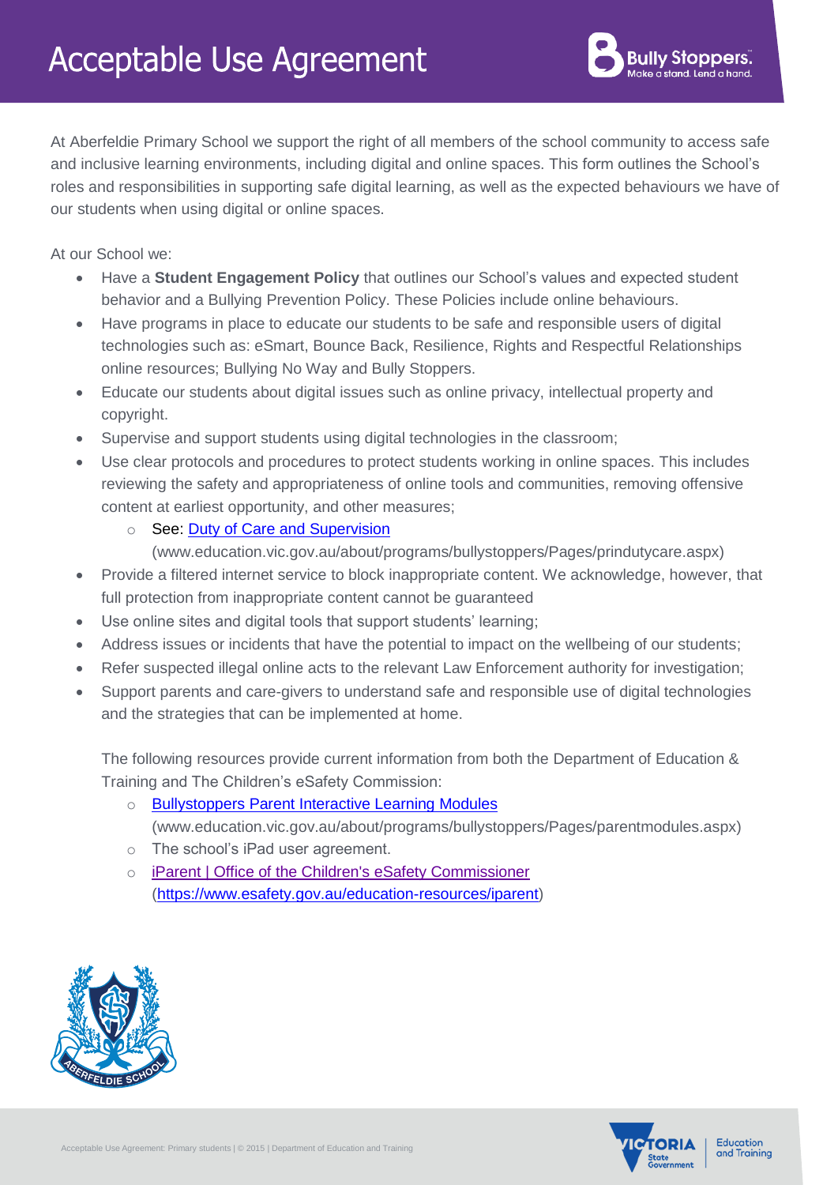# Acceptable Use Agreement

At Aberfeldie Primary School we support the right of all members of the school community to access safe and inclusive learning environments, including digital and online spaces. This form outlines the School's roles and responsibilities in supporting safe digital learning, as well as the expected behaviours we have of our students when using digital or online spaces.

At our School we:

- Have a **Student Engagement Policy** that outlines our School's values and expected student behavior and a Bullying Prevention Policy. These Policies include online behaviours.
- Have programs in place to educate our students to be safe and responsible users of digital technologies such as: eSmart, Bounce Back, Resilience, Rights and Respectful Relationships online resources; Bullying No Way and Bully Stoppers.
- Educate our students about digital issues such as online privacy, intellectual property and copyright.
- Supervise and support students using digital technologies in the classroom;
- Use clear protocols and procedures to protect students working in online spaces. This includes reviewing the safety and appropriateness of online tools and communities, removing offensive content at earliest opportunity, and other measures;
  - See: [Duty of Care and Supervision](www.education.vic.gov.au/about/programs/bullystoppers/Pages/prindutycare.aspx) (www.education.vic.gov.au/about/programs/bullystoppers/Pages/prindutycare.aspx)
- Provide a filtered internet service to block inappropriate content. We acknowledge, however, that full protection from inappropriate content cannot be guaranteed
- Use online sites and digital tools that support students' learning;
- Address issues or incidents that have the potential to impact on the wellbeing of our students;
- Refer suspected illegal online acts to the relevant Law Enforcement authority for investigation;
- Support parents and care-givers to understand safe and responsible use of digital technologies and the strategies that can be implemented at home.

  The following resources provide current information from both the Department of Education & Training and The Children's eSafety Commission:

  - [Bullystoppers Parent Interactive Learning Modules](www.education.vic.gov.au/about/programs/bullystoppers/Pages/parentmodules.aspx) (www.education.vic.gov.au/about/programs/bullystoppers/Pages/parentmodules.aspx)
  - The school's iPad user agreement.
  - [iParent | Office of the Children's eSafety Commissioner](https://www.esafety.gov.au/education-resources/iparent) (https://www.esafety.gov.au/education-resources/iparent)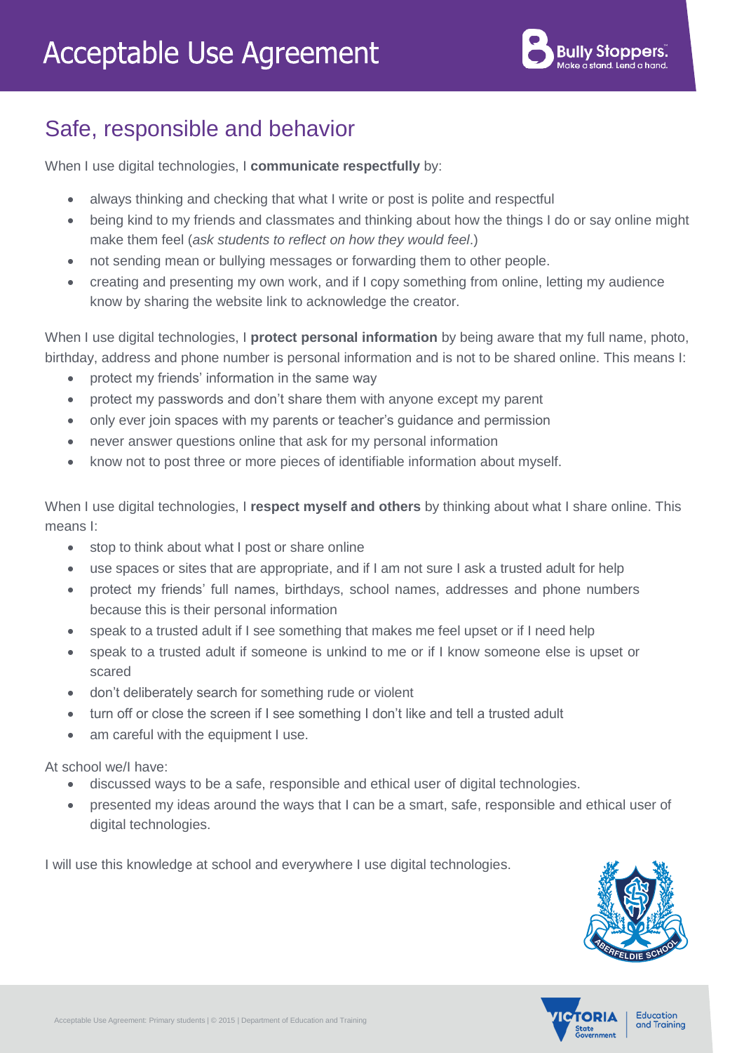# Acceptable Use Agreement

## Safe, responsible and behavior

When I use digital technologies, I **communicate respectfully** by:

- always thinking and checking that what I write or post is polite and respectful
- being kind to my friends and classmates and thinking about how the things I do or say online might make them feel (*ask students to reflect on how they would feel*.)
- not sending mean or bullying messages or forwarding them to other people.
- creating and presenting my own work, and if I copy something from online, letting my audience know by sharing the website link to acknowledge the creator.

When I use digital technologies, I **protect personal information** by being aware that my full name, photo, birthday, address and phone number is personal information and is not to be shared online. This means I:

- protect my friends' information in the same way
- protect my passwords and don't share them with anyone except my parent
- only ever join spaces with my parents or teacher's guidance and permission
- never answer questions online that ask for my personal information
- know not to post three or more pieces of identifiable information about myself.

When I use digital technologies, I **respect myself and others** by thinking about what I share online. This means I:

- stop to think about what I post or share online
- use spaces or sites that are appropriate, and if I am not sure I ask a trusted adult for help
- protect my friends' full names, birthdays, school names, addresses and phone numbers because this is their personal information
- speak to a trusted adult if I see something that makes me feel upset or if I need help
- speak to a trusted adult if someone is unkind to me or if I know someone else is upset or scared
- don't deliberately search for something rude or violent
- turn off or close the screen if I see something I don't like and tell a trusted adult
- am careful with the equipment I use.

At school we/I have:

- discussed ways to be a safe, responsible and ethical user of digital technologies.
- presented my ideas around the ways that I can be a smart, safe, responsible and ethical user of digital technologies.

I will use this knowledge at school and everywhere I use digital technologies.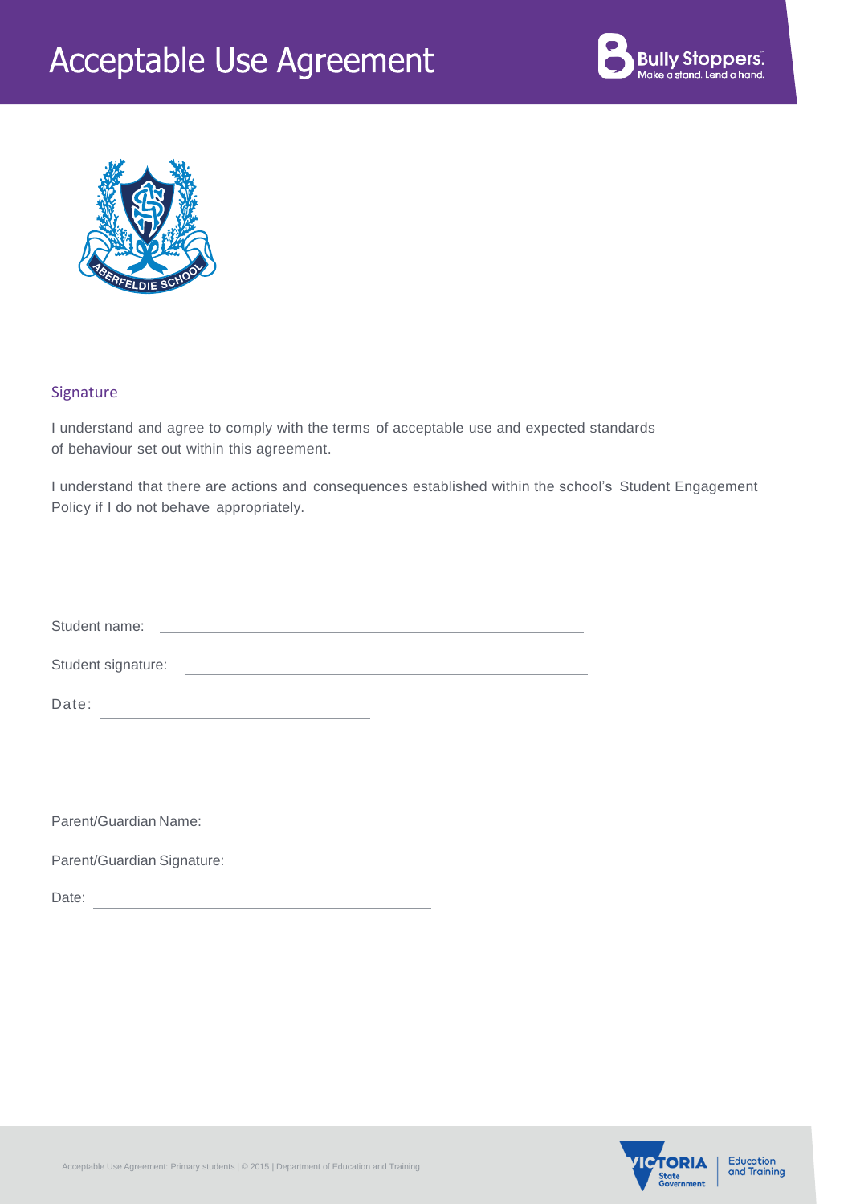# Acceptable Use Agreement

## Signature

I understand and agree to comply with the terms of acceptable use and expected standards of behaviour set out within this agreement.

I understand that there are actions and consequences established within the school's Student Engagement Policy if I do not behave appropriately.

Student name: ______________________________

Student signature: ______________________________

Date: ______________________________

Parent/Guardian Name:

Parent/Guardian Signature: ______________________________

Date: ______________________________